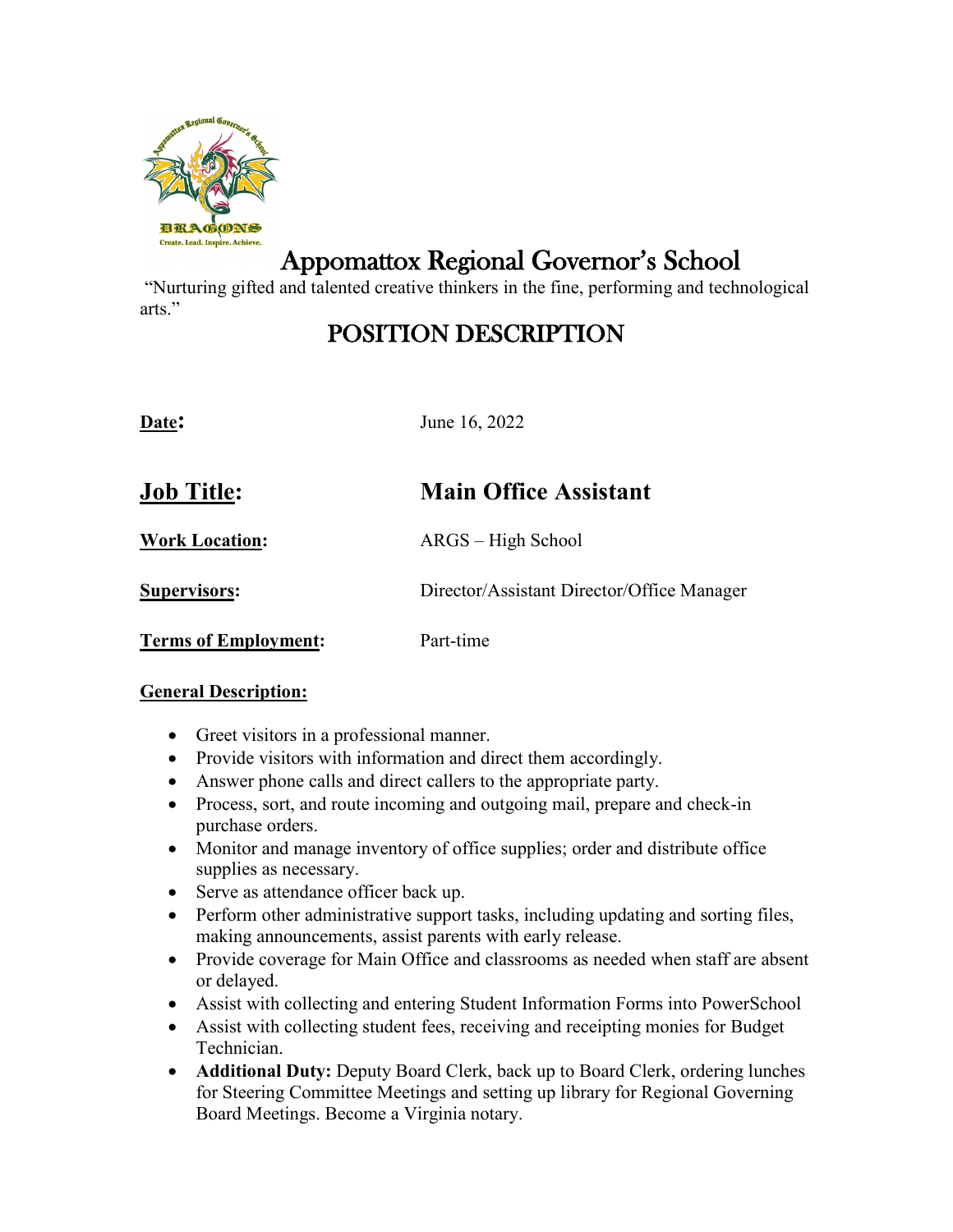# Appomattox Regional Governor's School

"Nurturing gifted and talented creative thinkers in the fine, performing and technological arts."

## POSITION DESCRIPTION

**Date:** June 16, 2022

**Job Title:** **Main Office Assistant**

**Work Location:** ARGS – High School

**Supervisors:** Director/Assistant Director/Office Manager

**Terms of Employment:** Part-time

**General Description:**

- Greet visitors in a professional manner.
- Provide visitors with information and direct them accordingly.
- Answer phone calls and direct callers to the appropriate party.
- Process, sort, and route incoming and outgoing mail, prepare and check-in purchase orders.
- Monitor and manage inventory of office supplies; order and distribute office supplies as necessary.
- Serve as attendance officer back up.
- Perform other administrative support tasks, including updating and sorting files, making announcements, assist parents with early release.
- Provide coverage for Main Office and classrooms as needed when staff are absent or delayed.
- Assist with collecting and entering Student Information Forms into PowerSchool
- Assist with collecting student fees, receiving and receipting monies for Budget Technician.
- **Additional Duty:** Deputy Board Clerk, back up to Board Clerk, ordering lunches for Steering Committee Meetings and setting up library for Regional Governing Board Meetings. Become a Virginia notary.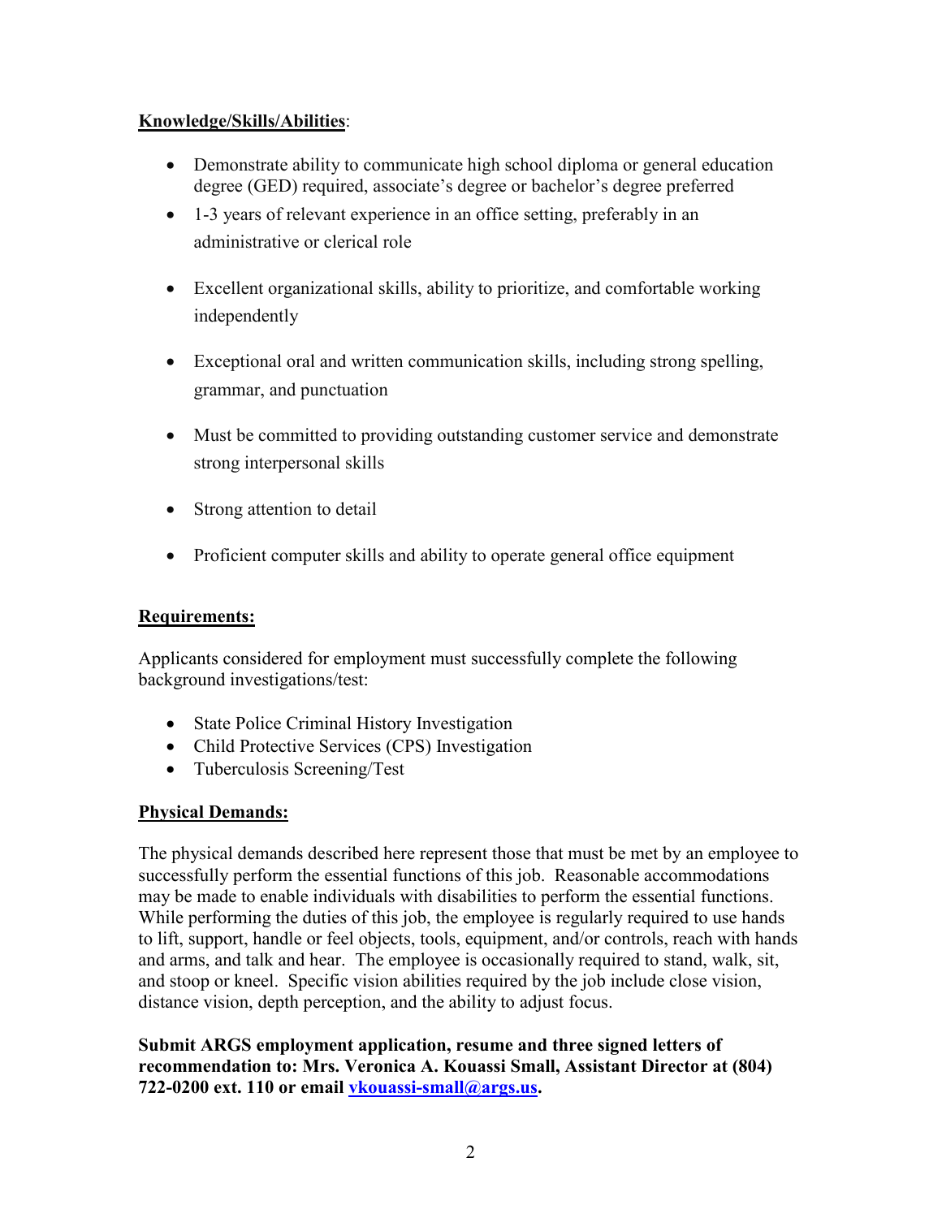**Knowledge/Skills/Abilities**:

- Demonstrate ability to communicate high school diploma or general education degree (GED) required, associate's degree or bachelor's degree preferred
- 1-3 years of relevant experience in an office setting, preferably in an administrative or clerical role
- Excellent organizational skills, ability to prioritize, and comfortable working independently
- Exceptional oral and written communication skills, including strong spelling, grammar, and punctuation
- Must be committed to providing outstanding customer service and demonstrate strong interpersonal skills
- Strong attention to detail
- Proficient computer skills and ability to operate general office equipment

**Requirements:**

Applicants considered for employment must successfully complete the following background investigations/test:

- State Police Criminal History Investigation
- Child Protective Services (CPS) Investigation
- Tuberculosis Screening/Test

**Physical Demands:**

The physical demands described here represent those that must be met by an employee to successfully perform the essential functions of this job. Reasonable accommodations may be made to enable individuals with disabilities to perform the essential functions. While performing the duties of this job, the employee is regularly required to use hands to lift, support, handle or feel objects, tools, equipment, and/or controls, reach with hands and arms, and talk and hear. The employee is occasionally required to stand, walk, sit, and stoop or kneel. Specific vision abilities required by the job include close vision, distance vision, depth perception, and the ability to adjust focus.

**Submit ARGS employment application, resume and three signed letters of recommendation to: Mrs. Veronica A. Kouassi Small, Assistant Director at (804) 722-0200 ext. 110 or email vkouassi-small@args.us.**